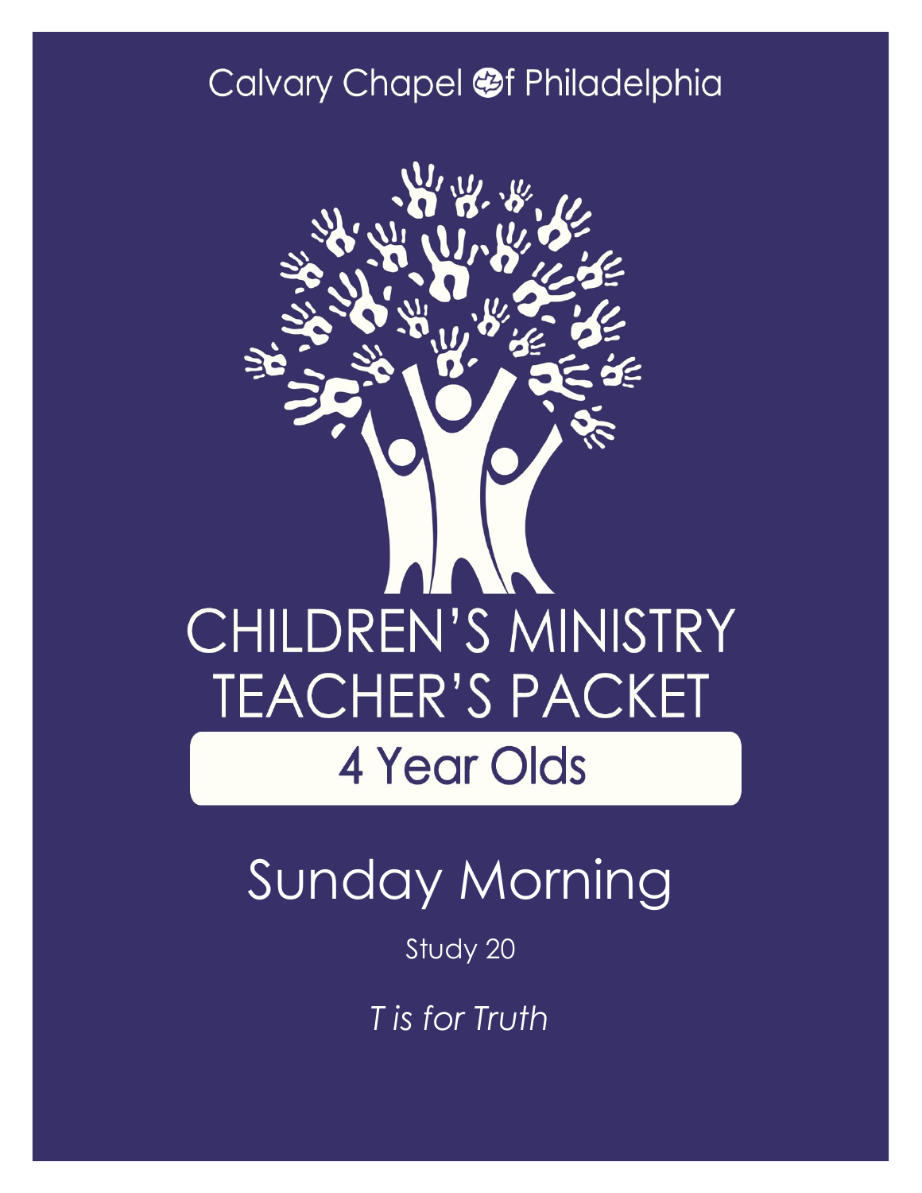Calvary Chapel of Philadelphia

# CHILDREN'S MINISTRY TEACHER'S PACKET

## 4 Year Olds

# Sunday Morning

Study 20

*T is for Truth*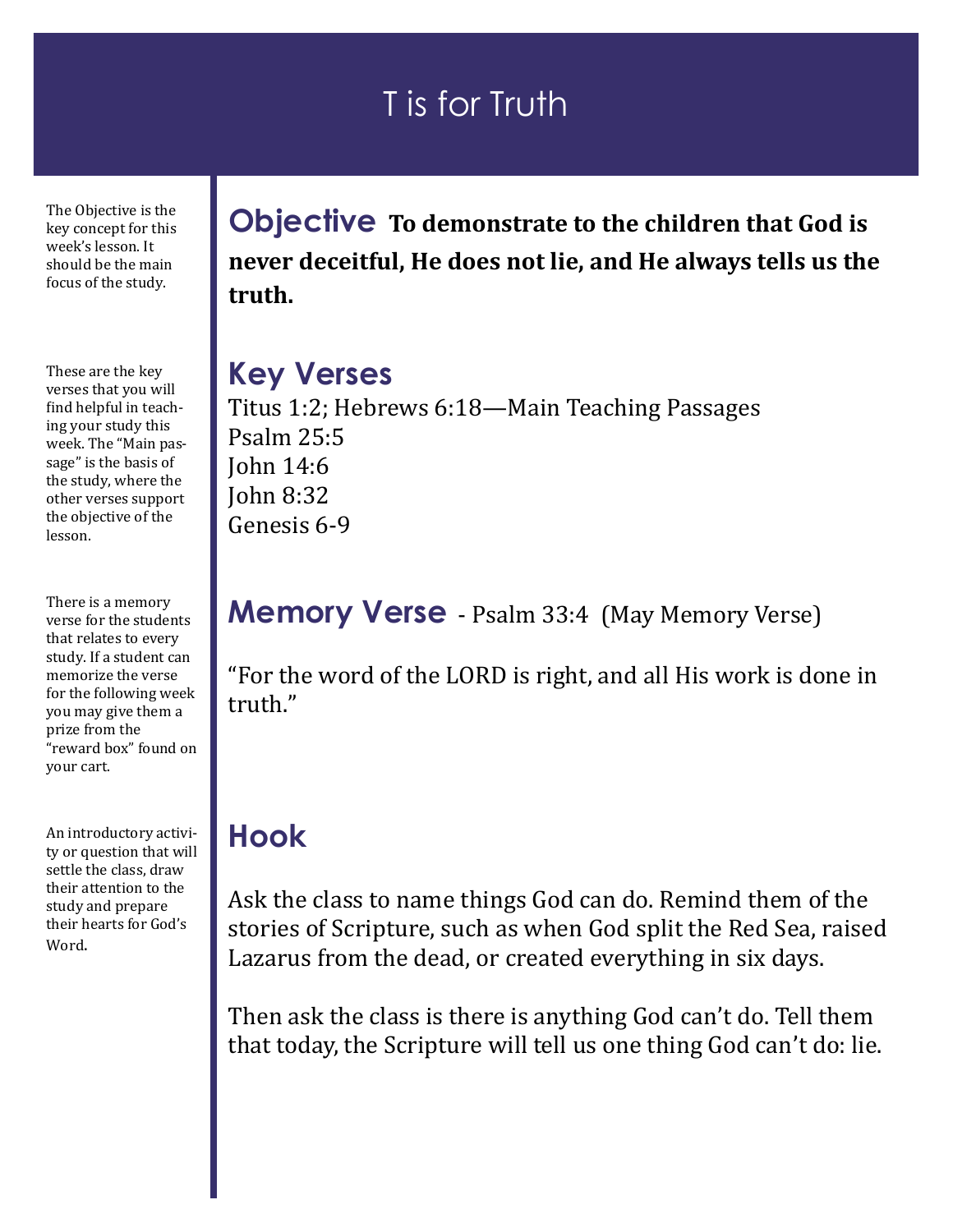# T is for Truth

The Objective is the key concept for this week's lesson. It should be the main focus of the study.

## Objective **To demonstrate to the children that God is never deceitful, He does not lie, and He always tells us the truth.**

These are the key verses that you will find helpful in teaching your study this week. The "Main passage" is the basis of the study, where the other verses support the objective of the lesson.

## Key Verses

Titus 1:2; Hebrews 6:18—Main Teaching Passages
Psalm 25:5
John 14:6
John 8:32
Genesis 6-9

There is a memory verse for the students that relates to every study. If a student can memorize the verse for the following week you may give them a prize from the "reward box" found on your cart.

## Memory Verse - Psalm 33:4 (May Memory Verse)

"For the word of the LORD is right, and all His work is done in truth."

An introductory activity or question that will settle the class, draw their attention to the study and prepare their hearts for God's Word.

## Hook

Ask the class to name things God can do. Remind them of the stories of Scripture, such as when God split the Red Sea, raised Lazarus from the dead, or created everything in six days.

Then ask the class is there is anything God can't do. Tell them that today, the Scripture will tell us one thing God can't do: lie.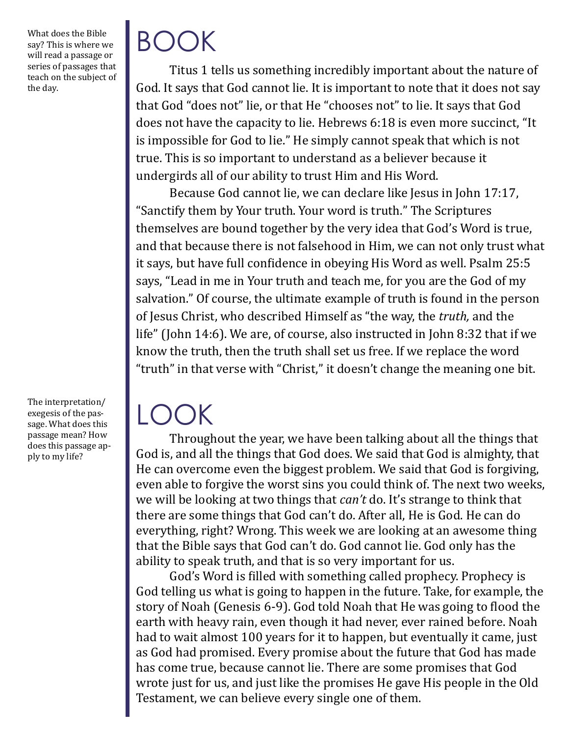What does the Bible say? This is where we will read a passage or series of passages that teach on the subject of the day.

# BOOK

Titus 1 tells us something incredibly important about the nature of God. It says that God cannot lie. It is important to note that it does not say that God "does not" lie, or that He "chooses not" to lie. It says that God does not have the capacity to lie. Hebrews 6:18 is even more succinct, "It is impossible for God to lie." He simply cannot speak that which is not true. This is so important to understand as a believer because it undergirds all of our ability to trust Him and His Word.

Because God cannot lie, we can declare like Jesus in John 17:17, "Sanctify them by Your truth. Your word is truth." The Scriptures themselves are bound together by the very idea that God's Word is true, and that because there is not falsehood in Him, we can not only trust what it says, but have full confidence in obeying His Word as well. Psalm 25:5 says, "Lead in me in Your truth and teach me, for you are the God of my salvation." Of course, the ultimate example of truth is found in the person of Jesus Christ, who described Himself as "the way, the *truth,* and the life" (John 14:6). We are, of course, also instructed in John 8:32 that if we know the truth, then the truth shall set us free. If we replace the word "truth" in that verse with "Christ," it doesn't change the meaning one bit.

The interpretation/exegesis of the passage. What does this passage mean? How does this passage apply to my life?

# LOOK

Throughout the year, we have been talking about all the things that God is, and all the things that God does. We said that God is almighty, that He can overcome even the biggest problem. We said that God is forgiving, even able to forgive the worst sins you could think of. The next two weeks, we will be looking at two things that *can't* do. It's strange to think that there are some things that God can't do. After all, He is God. He can do everything, right? Wrong. This week we are looking at an awesome thing that the Bible says that God can't do. God cannot lie. God only has the ability to speak truth, and that is so very important for us.

God's Word is filled with something called prophecy. Prophecy is God telling us what is going to happen in the future. Take, for example, the story of Noah (Genesis 6-9). God told Noah that He was going to flood the earth with heavy rain, even though it had never, ever rained before. Noah had to wait almost 100 years for it to happen, but eventually it came, just as God had promised. Every promise about the future that God has made has come true, because cannot lie. There are some promises that God wrote just for us, and just like the promises He gave His people in the Old Testament, we can believe every single one of them.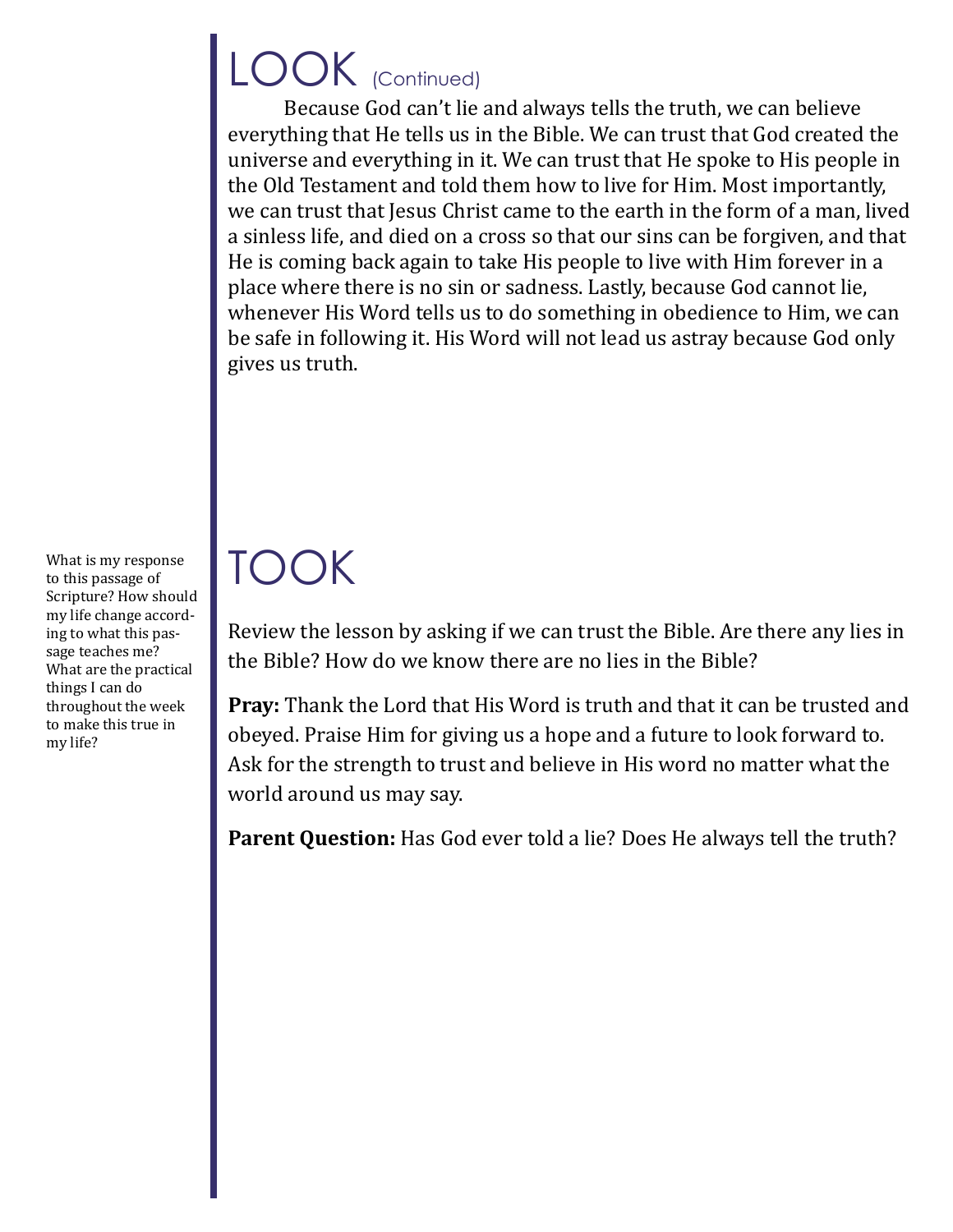# LOOK (Continued)

Because God can't lie and always tells the truth, we can believe everything that He tells us in the Bible. We can trust that God created the universe and everything in it. We can trust that He spoke to His people in the Old Testament and told them how to live for Him. Most importantly, we can trust that Jesus Christ came to the earth in the form of a man, lived a sinless life, and died on a cross so that our sins can be forgiven, and that He is coming back again to take His people to live with Him forever in a place where there is no sin or sadness. Lastly, because God cannot lie, whenever His Word tells us to do something in obedience to Him, we can be safe in following it. His Word will not lead us astray because God only gives us truth.

# TOOK

What is my response to this passage of Scripture? How should my life change according to what this passage teaches me? What are the practical things I can do throughout the week to make this true in my life?

Review the lesson by asking if we can trust the Bible. Are there any lies in the Bible? How do we know there are no lies in the Bible?

**Pray:** Thank the Lord that His Word is truth and that it can be trusted and obeyed. Praise Him for giving us a hope and a future to look forward to. Ask for the strength to trust and believe in His word no matter what the world around us may say.

**Parent Question:** Has God ever told a lie? Does He always tell the truth?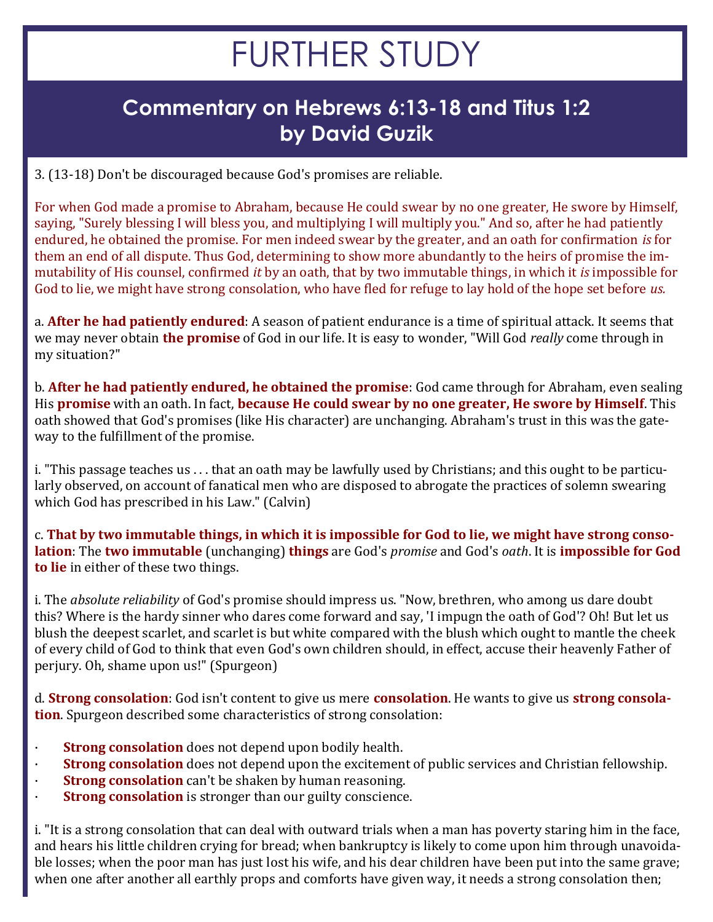# FURTHER STUDY

## Commentary on Hebrews 6:13-18 and Titus 1:2 by David Guzik

3. (13-18) Don't be discouraged because God's promises are reliable.

For when God made a promise to Abraham, because He could swear by no one greater, He swore by Himself, saying, "Surely blessing I will bless you, and multiplying I will multiply you." And so, after he had patiently endured, he obtained the promise. For men indeed swear by the greater, and an oath for confirmation *is* for them an end of all dispute. Thus God, determining to show more abundantly to the heirs of promise the immutability of His counsel, confirmed *it* by an oath, that by two immutable things, in which it *is* impossible for God to lie, we might have strong consolation, who have fled for refuge to lay hold of the hope set before *us.*

a. **After he had patiently endured**: A season of patient endurance is a time of spiritual attack. It seems that we may never obtain **the promise** of God in our life. It is easy to wonder, "Will God *really* come through in my situation?"

b. **After he had patiently endured, he obtained the promise**: God came through for Abraham, even sealing His **promise** with an oath. In fact, **because He could swear by no one greater, He swore by Himself**. This oath showed that God's promises (like His character) are unchanging. Abraham's trust in this was the gateway to the fulfillment of the promise.

i. "This passage teaches us . . . that an oath may be lawfully used by Christians; and this ought to be particularly observed, on account of fanatical men who are disposed to abrogate the practices of solemn swearing which God has prescribed in his Law." (Calvin)

c. **That by two immutable things, in which it is impossible for God to lie, we might have strong consolation**: The **two immutable** (unchanging) **things** are God's *promise* and God's *oath*. It is **impossible for God to lie** in either of these two things.

i. The *absolute reliability* of God's promise should impress us. "Now, brethren, who among us dare doubt this? Where is the hardy sinner who dares come forward and say, 'I impugn the oath of God'? Oh! But let us blush the deepest scarlet, and scarlet is but white compared with the blush which ought to mantle the cheek of every child of God to think that even God's own children should, in effect, accuse their heavenly Father of perjury. Oh, shame upon us!" (Spurgeon)

d. **Strong consolation**: God isn't content to give us mere **consolation**. He wants to give us **strong consolation**. Spurgeon described some characteristics of strong consolation:

- **Strong consolation** does not depend upon bodily health.
- **Strong consolation** does not depend upon the excitement of public services and Christian fellowship.
- **Strong consolation** can't be shaken by human reasoning.
- **Strong consolation** is stronger than our guilty conscience.

i. "It is a strong consolation that can deal with outward trials when a man has poverty staring him in the face, and hears his little children crying for bread; when bankruptcy is likely to come upon him through unavoidable losses; when the poor man has just lost his wife, and his dear children have been put into the same grave; when one after another all earthly props and comforts have given way, it needs a strong consolation then;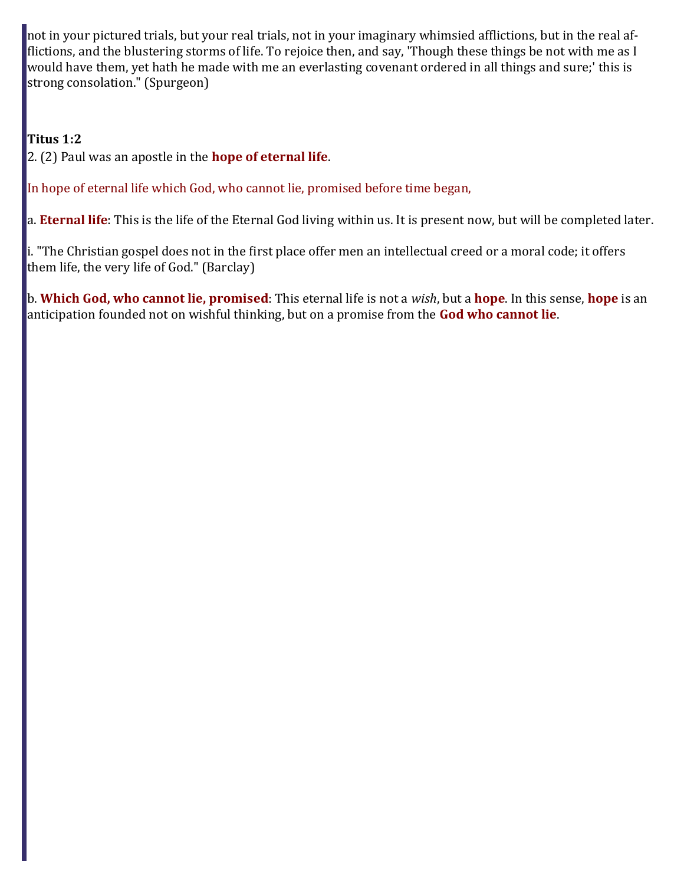not in your pictured trials, but your real trials, not in your imaginary whimsied afflictions, but in the real afflictions, and the blustering storms of life. To rejoice then, and say, 'Though these things be not with me as I would have them, yet hath he made with me an everlasting covenant ordered in all things and sure;' this is strong consolation." (Spurgeon)

**Titus 1:2**

2. (2) Paul was an apostle in the **hope of eternal life**.

In hope of eternal life which God, who cannot lie, promised before time began,

a. **Eternal life**: This is the life of the Eternal God living within us. It is present now, but will be completed later.

i. "The Christian gospel does not in the first place offer men an intellectual creed or a moral code; it offers them life, the very life of God." (Barclay)

b. **Which God, who cannot lie, promised**: This eternal life is not a *wish*, but a **hope**. In this sense, **hope** is an anticipation founded not on wishful thinking, but on a promise from the **God who cannot lie**.